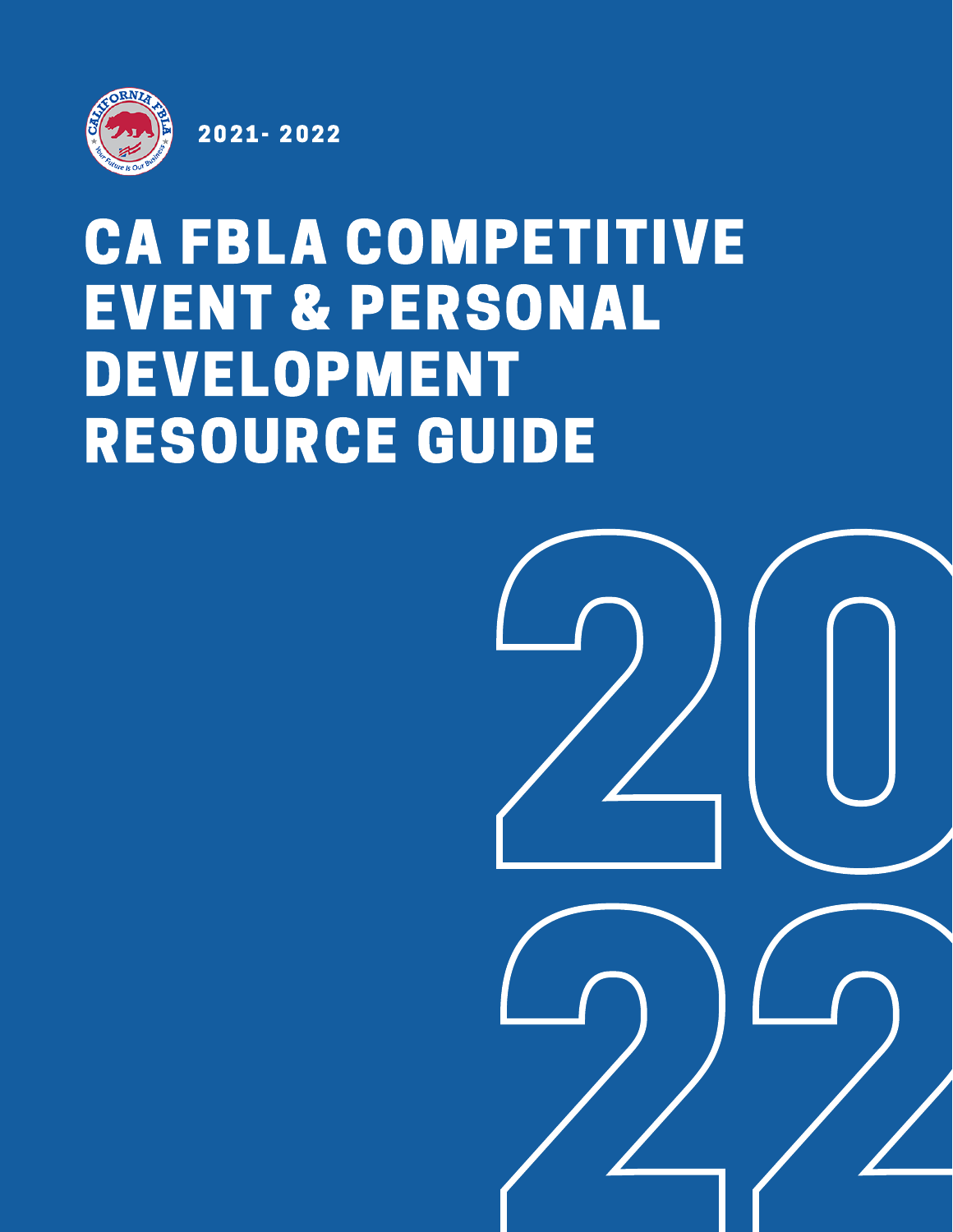2021- 2022

# CA FBLA COMPETITIVE EVENT & PERSONAL DEVELOPMENT RESOURCE GUIDE

2022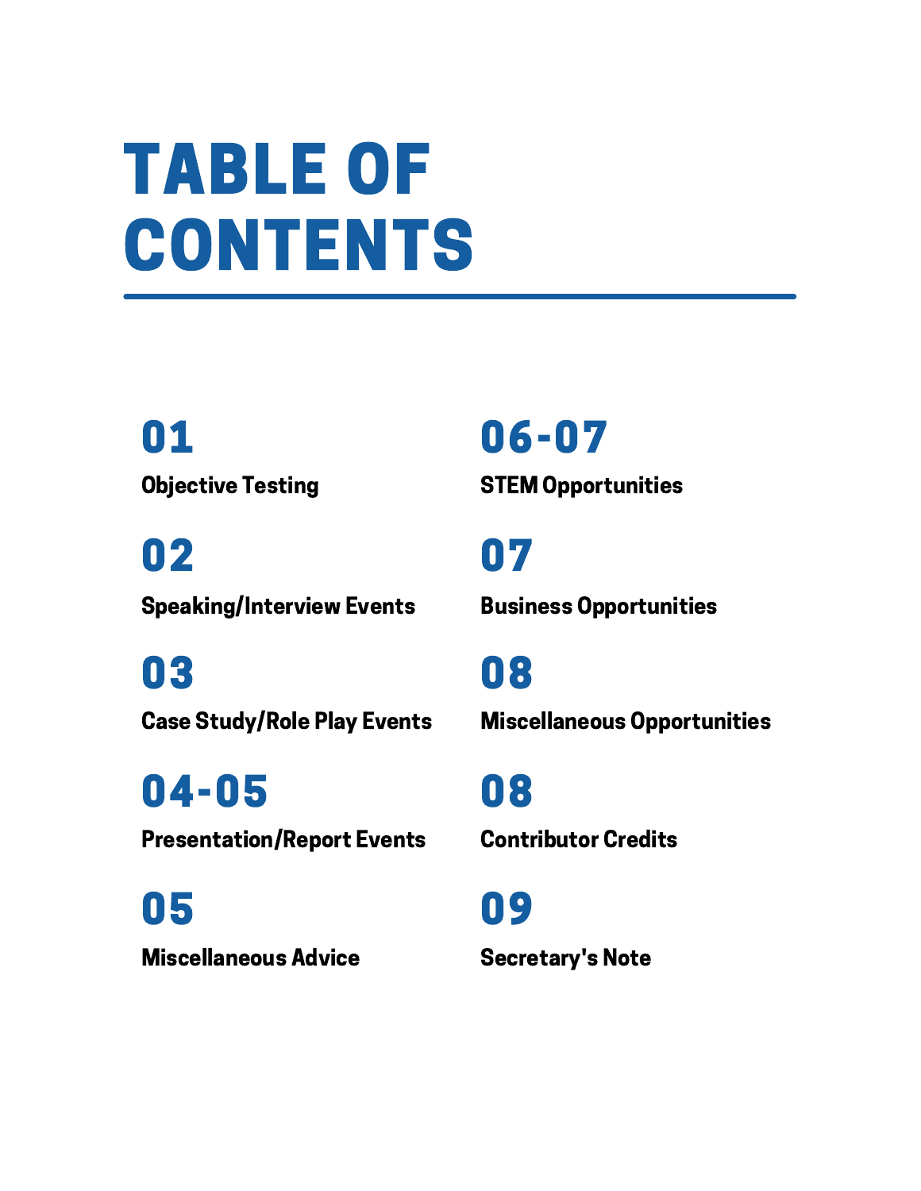# TABLE OF CONTENTS

**01**
**Objective Testing**

**02**
**Speaking/Interview Events**

**03**
**Case Study/Role Play Events**

**04-05**
**Presentation/Report Events**

**05**
**Miscellaneous Advice**

**06-07**
**STEM Opportunities**

**07**
**Business Opportunities**

**08**
**Miscellaneous Opportunities**

**08**
**Contributor Credits**

**09**
**Secretary's Note**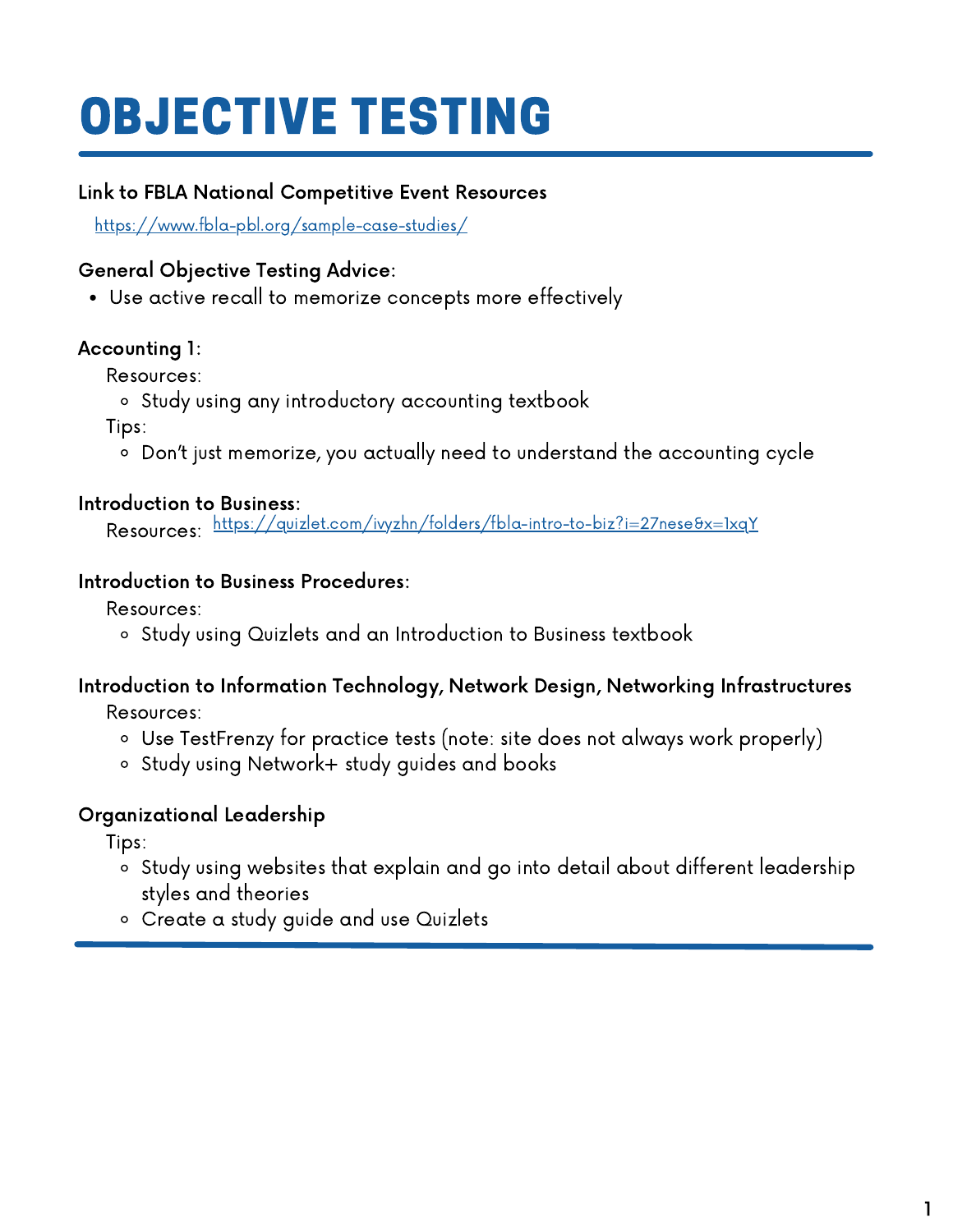# OBJECTIVE TESTING

**Link to FBLA National Competitive Event Resources**

https://www.fbla-pbl.org/sample-case-studies/

**General Objective Testing Advice:**

- Use active recall to memorize concepts more effectively

**Accounting 1:**

Resources:

- Study using any introductory accounting textbook

Tips:

- Don't just memorize, you actually need to understand the accounting cycle

**Introduction to Business:**

Resources: https://quizlet.com/ivyzhn/folders/fbla-intro-to-biz?i=27nese&x=1xqY

**Introduction to Business Procedures:**

Resources:

- Study using Quizlets and an Introduction to Business textbook

**Introduction to Information Technology, Network Design, Networking Infrastructures**

Resources:

- Use TestFrenzy for practice tests (note: site does not always work properly)
- Study using Network+ study guides and books

**Organizational Leadership**

Tips:

- Study using websites that explain and go into detail about different leadership styles and theories
- Create a study guide and use Quizlets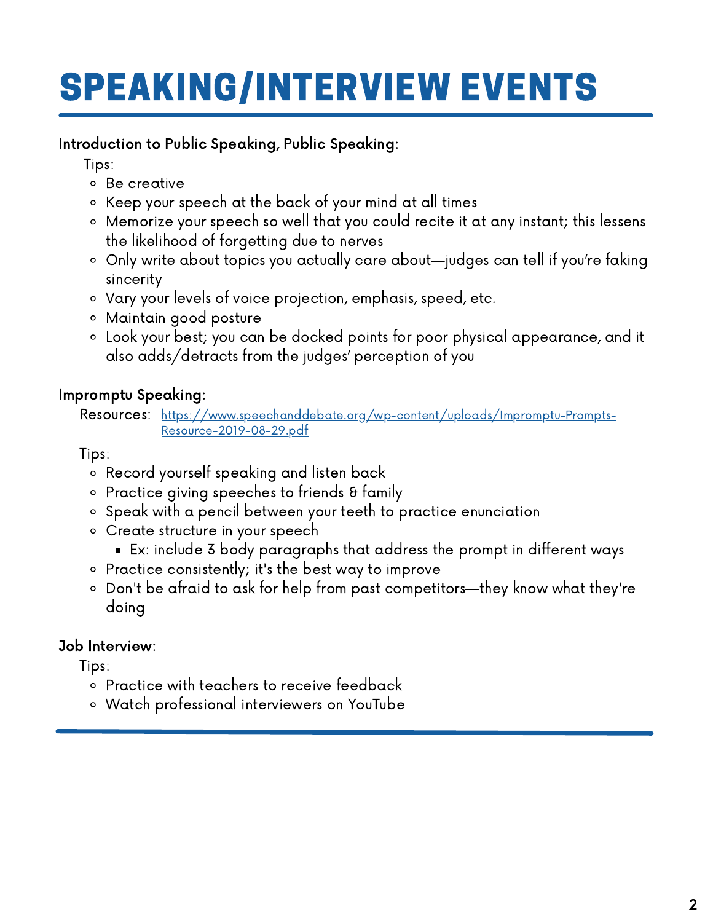# SPEAKING/INTERVIEW EVENTS

**Introduction to Public Speaking, Public Speaking:**

Tips:

- Be creative
- Keep your speech at the back of your mind at all times
- Memorize your speech so well that you could recite it at any instant; this lessens the likelihood of forgetting due to nerves
- Only write about topics you actually care about—judges can tell if you're faking sincerity
- Vary your levels of voice projection, emphasis, speed, etc.
- Maintain good posture
- Look your best; you can be docked points for poor physical appearance, and it also adds/detracts from the judges' perception of you

**Impromptu Speaking:**

Resources: [https://www.speechanddebate.org/wp-content/uploads/Impromptu-Prompts-Resource-2019-08-29.pdf](https://www.speechanddebate.org/wp-content/uploads/Impromptu-Prompts-Resource-2019-08-29.pdf)

Tips:

- Record yourself speaking and listen back
- Practice giving speeches to friends & family
- Speak with a pencil between your teeth to practice enunciation
- Create structure in your speech
  - Ex: include 3 body paragraphs that address the prompt in different ways
- Practice consistently; it's the best way to improve
- Don't be afraid to ask for help from past competitors—they know what they're doing

**Job Interview:**

Tips:

- Practice with teachers to receive feedback
- Watch professional interviewers on YouTube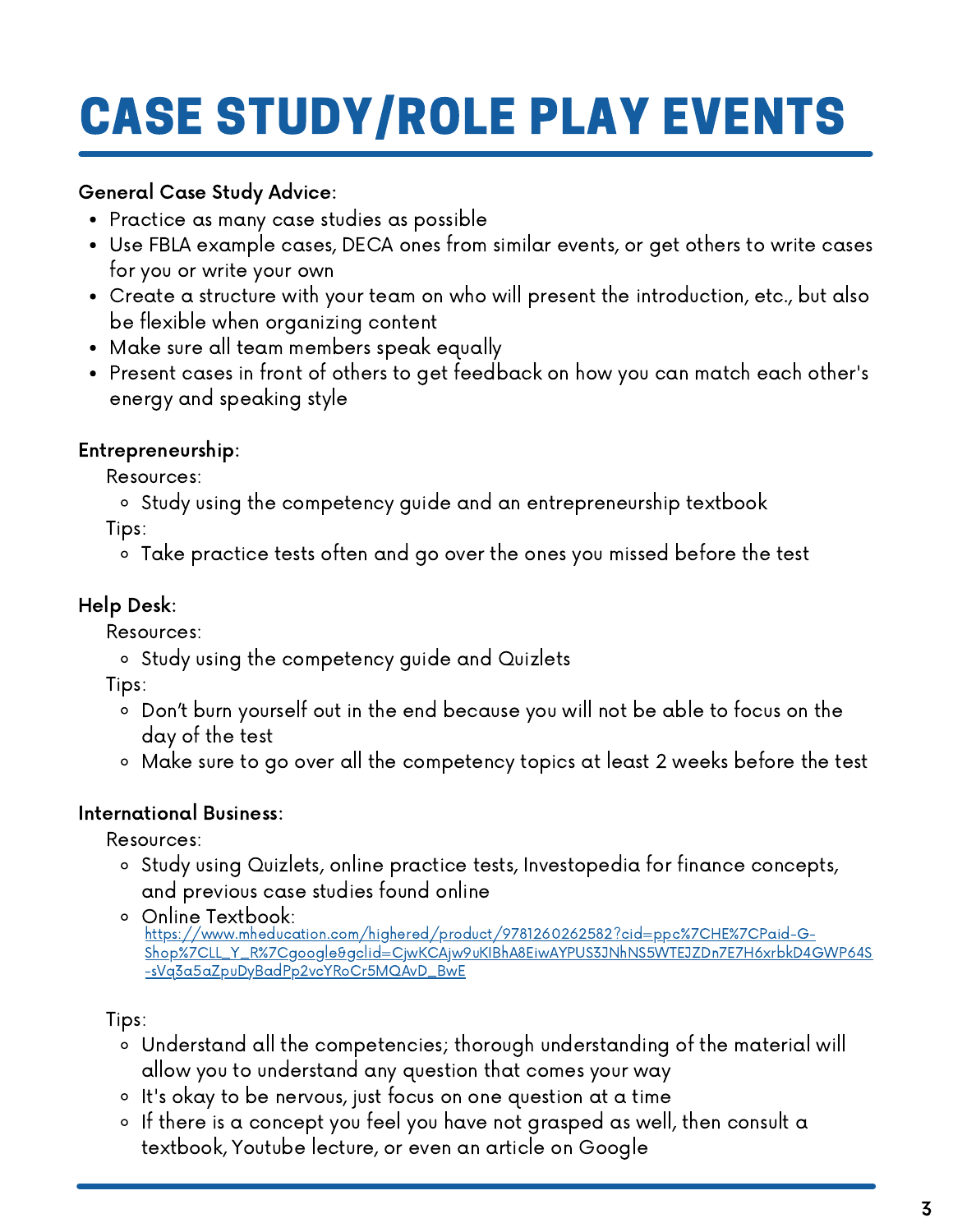# CASE STUDY/ROLE PLAY EVENTS

**General Case Study Advice:**

- Practice as many case studies as possible
- Use FBLA example cases, DECA ones from similar events, or get others to write cases for you or write your own
- Create a structure with your team on who will present the introduction, etc., but also be flexible when organizing content
- Make sure all team members speak equally
- Present cases in front of others to get feedback on how you can match each other's energy and speaking style

**Entrepreneurship:**

Resources:

- Study using the competency guide and an entrepreneurship textbook

Tips:

- Take practice tests often and go over the ones you missed before the test

**Help Desk:**

Resources:

- Study using the competency guide and Quizlets

Tips:

- Don't burn yourself out in the end because you will not be able to focus on the day of the test
- Make sure to go over all the competency topics at least 2 weeks before the test

**International Business:**

Resources:

- Study using Quizlets, online practice tests, Investopedia for finance concepts, and previous case studies found online
- Online Textbook: https://www.mheducation.com/highered/product/9781260262582?cid=ppc%7CHE%7CPaid-G-Shop%7CLL_Y_R%7Cgoogle&gclid=CjwKCAjw9uKIBhA8EiwAYPUS3JNhNS5WTEJZDn7E7H6xrbkD4GWP64S-sVq3a5aZpuDyBadPp2vcYRoCr5MQAvD_BwE

Tips:

- Understand all the competencies; thorough understanding of the material will allow you to understand any question that comes your way
- It's okay to be nervous, just focus on one question at a time
- If there is a concept you feel you have not grasped as well, then consult a textbook, Youtube lecture, or even an article on Google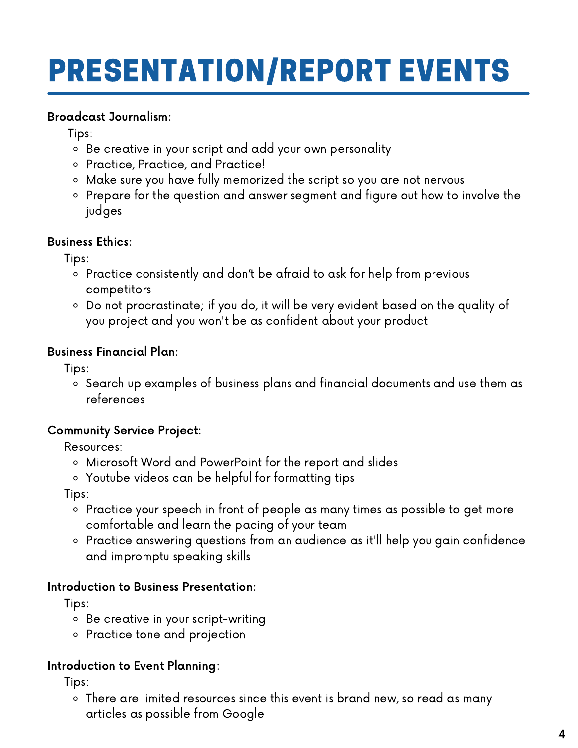# PRESENTATION/REPORT EVENTS

**Broadcast Journalism:**

Tips:

- Be creative in your script and add your own personality
- Practice, Practice, and Practice!
- Make sure you have fully memorized the script so you are not nervous
- Prepare for the question and answer segment and figure out how to involve the judges

**Business Ethics:**

Tips:

- Practice consistently and don't be afraid to ask for help from previous competitors
- Do not procrastinate; if you do, it will be very evident based on the quality of you project and you won't be as confident about your product

**Business Financial Plan:**

Tips:

- Search up examples of business plans and financial documents and use them as references

**Community Service Project:**

Resources:

- Microsoft Word and PowerPoint for the report and slides
- Youtube videos can be helpful for formatting tips

Tips:

- Practice your speech in front of people as many times as possible to get more comfortable and learn the pacing of your team
- Practice answering questions from an audience as it'll help you gain confidence and impromptu speaking skills

**Introduction to Business Presentation:**

Tips:

- Be creative in your script-writing
- Practice tone and projection

**Introduction to Event Planning:**

Tips:

- There are limited resources since this event is brand new, so read as many articles as possible from Google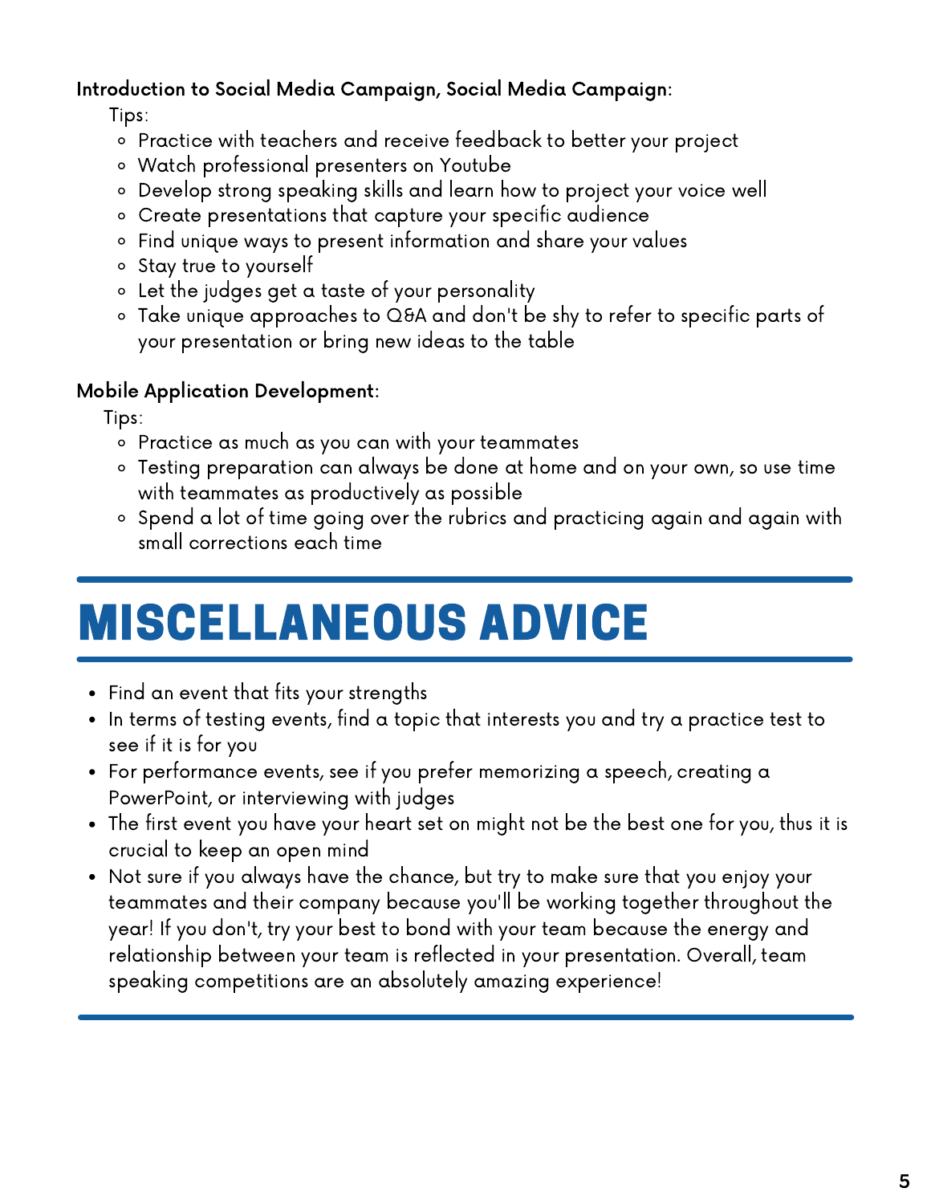**Introduction to Social Media Campaign, Social Media Campaign**:

Tips:

- Practice with teachers and receive feedback to better your project
- Watch professional presenters on Youtube
- Develop strong speaking skills and learn how to project your voice well
- Create presentations that capture your specific audience
- Find unique ways to present information and share your values
- Stay true to yourself
- Let the judges get a taste of your personality
- Take unique approaches to Q&A and don't be shy to refer to specific parts of your presentation or bring new ideas to the table

**Mobile Application Development**:

Tips:

- Practice as much as you can with your teammates
- Testing preparation can always be done at home and on your own, so use time with teammates as productively as possible
- Spend a lot of time going over the rubrics and practicing again and again with small corrections each time

# MISCELLANEOUS ADVICE

- Find an event that fits your strengths
- In terms of testing events, find a topic that interests you and try a practice test to see if it is for you
- For performance events, see if you prefer memorizing a speech, creating a PowerPoint, or interviewing with judges
- The first event you have your heart set on might not be the best one for you, thus it is crucial to keep an open mind
- Not sure if you always have the chance, but try to make sure that you enjoy your teammates and their company because you'll be working together throughout the year! If you don't, try your best to bond with your team because the energy and relationship between your team is reflected in your presentation. Overall, team speaking competitions are an absolutely amazing experience!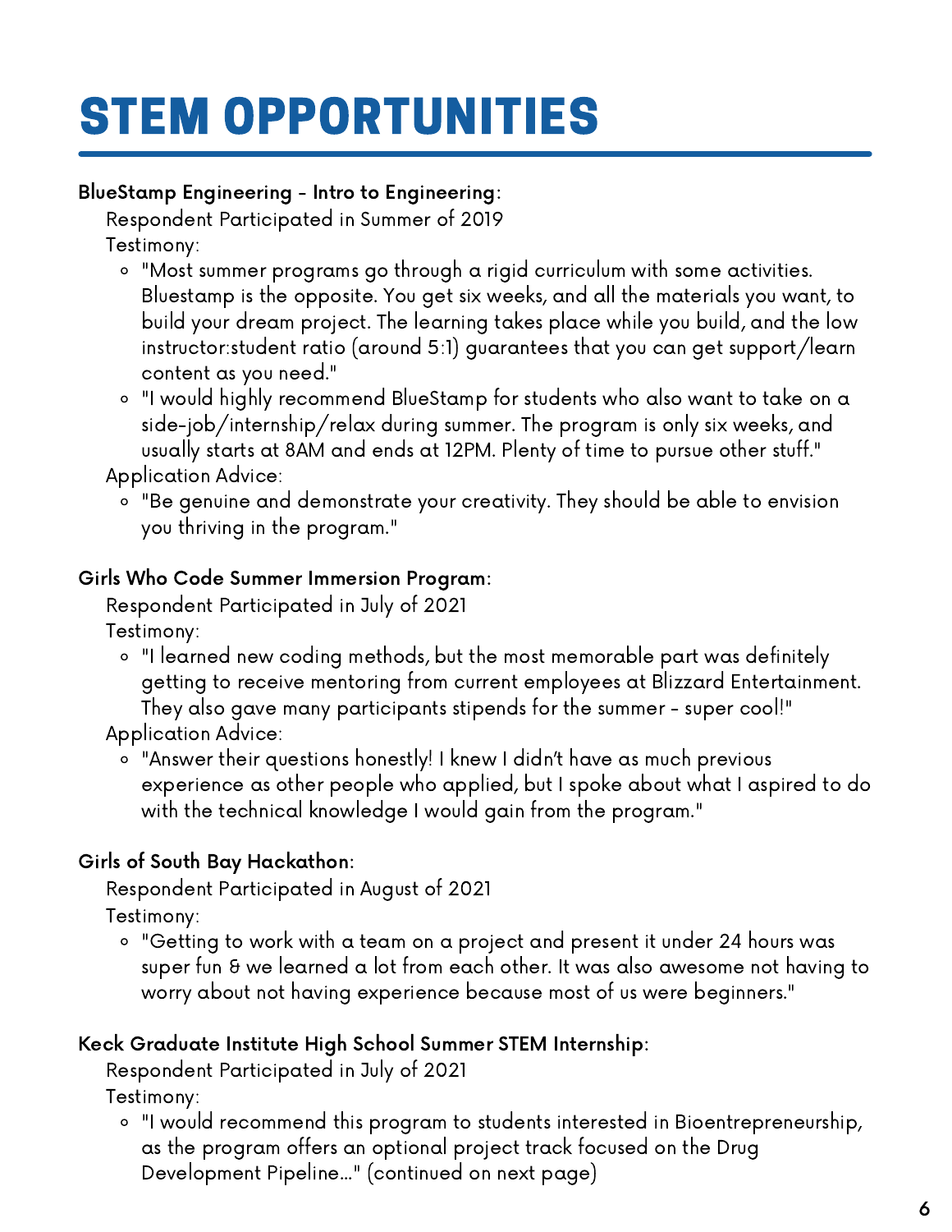# STEM OPPORTUNITIES

**BlueStamp Engineering - Intro to Engineering**:

Respondent Participated in Summer of 2019

Testimony:

- "Most summer programs go through a rigid curriculum with some activities. Bluestamp is the opposite. You get six weeks, and all the materials you want, to build your dream project. The learning takes place while you build, and the low instructor:student ratio (around 5:1) guarantees that you can get support/learn content as you need."
- "I would highly recommend BlueStamp for students who also want to take on a side-job/internship/relax during summer. The program is only six weeks, and usually starts at 8AM and ends at 12PM. Plenty of time to pursue other stuff."

Application Advice:

- "Be genuine and demonstrate your creativity. They should be able to envision you thriving in the program."

**Girls Who Code Summer Immersion Program**:

Respondent Participated in July of 2021

Testimony:

- "I learned new coding methods, but the most memorable part was definitely getting to receive mentoring from current employees at Blizzard Entertainment. They also gave many participants stipends for the summer - super cool!"

Application Advice:

- "Answer their questions honestly! I knew I didn't have as much previous experience as other people who applied, but I spoke about what I aspired to do with the technical knowledge I would gain from the program."

**Girls of South Bay Hackathon**:

Respondent Participated in August of 2021

Testimony:

- "Getting to work with a team on a project and present it under 24 hours was super fun & we learned a lot from each other. It was also awesome not having to worry about not having experience because most of us were beginners."

**Keck Graduate Institute High School Summer STEM Internship**:

Respondent Participated in July of 2021

Testimony:

- "I would recommend this program to students interested in Bioentrepreneurship, as the program offers an optional project track focused on the Drug Development Pipeline..." (continued on next page)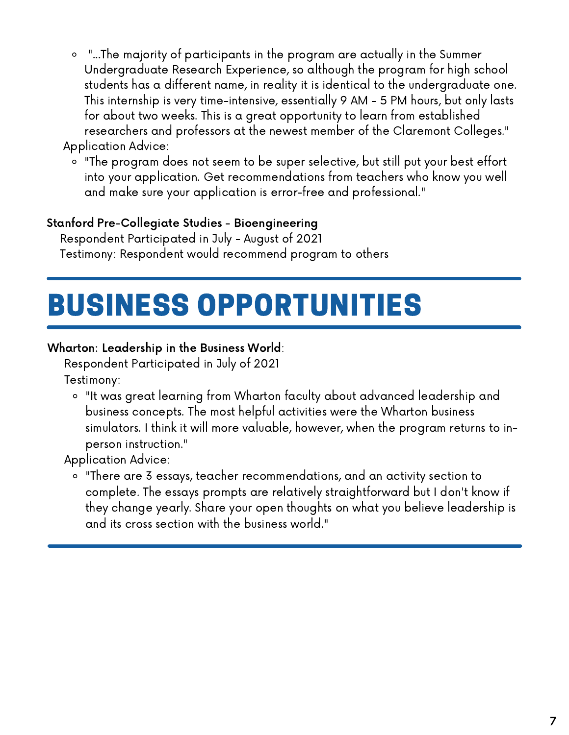- "...The majority of participants in the program are actually in the Summer Undergraduate Research Experience, so although the program for high school students has a different name, in reality it is identical to the undergraduate one. This internship is very time-intensive, essentially 9 AM - 5 PM hours, but only lasts for about two weeks. This is a great opportunity to learn from established researchers and professors at the newest member of the Claremont Colleges."

Application Advice:

- "The program does not seem to be super selective, but still put your best effort into your application. Get recommendations from teachers who know you well and make sure your application is error-free and professional."

**Stanford Pre-Collegiate Studies - Bioengineering**

Respondent Participated in July - August of 2021

Testimony: Respondent would recommend program to others

# BUSINESS OPPORTUNITIES

**Wharton: Leadership in the Business World**:

Respondent Participated in July of 2021

Testimony:

- "It was great learning from Wharton faculty about advanced leadership and business concepts. The most helpful activities were the Wharton business simulators. I think it will more valuable, however, when the program returns to in-person instruction."

Application Advice:

- "There are 3 essays, teacher recommendations, and an activity section to complete. The essays prompts are relatively straightforward but I don't know if they change yearly. Share your open thoughts on what you believe leadership is and its cross section with the business world."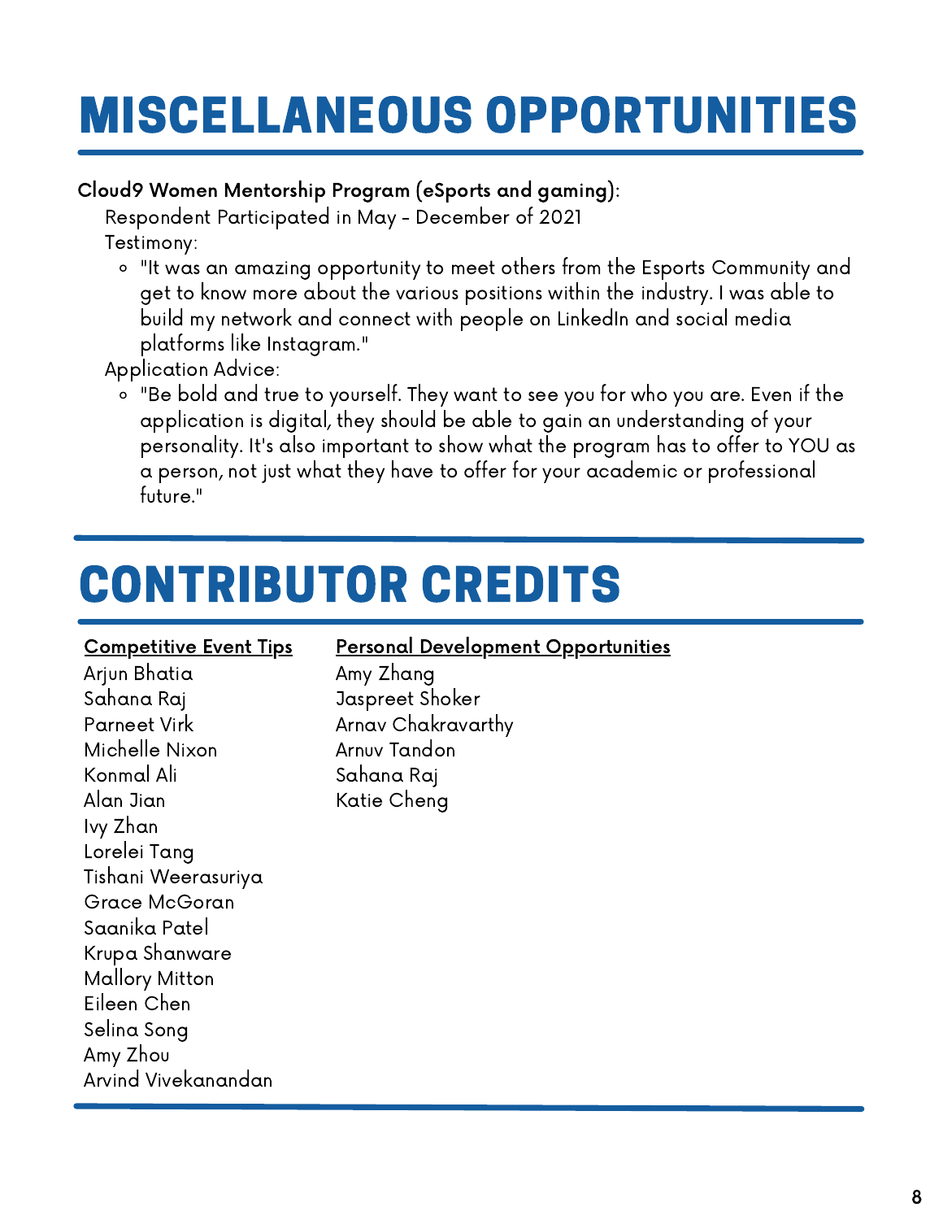# MISCELLANEOUS OPPORTUNITIES

**Cloud9 Women Mentorship Program (eSports and gaming):**

Respondent Participated in May - December of 2021

Testimony:

- "It was an amazing opportunity to meet others from the Esports Community and get to know more about the various positions within the industry. I was able to build my network and connect with people on LinkedIn and social media platforms like Instagram."

Application Advice:

- "Be bold and true to yourself. They want to see you for who you are. Even if the application is digital, they should be able to gain an understanding of your personality. It's also important to show what the program has to offer to YOU as a person, not just what they have to offer for your academic or professional future."

# CONTRIBUTOR CREDITS

**Competitive Event Tips**

Arjun Bhatia
Sahana Raj
Parneet Virk
Michelle Nixon
Konmal Ali
Alan Jian
Ivy Zhan
Lorelei Tang
Tishani Weerasuriya
Grace McGoran
Saanika Patel
Krupa Shanware
Mallory Mitton
Eileen Chen
Selina Song
Amy Zhou
Arvind Vivekanandan

**Personal Development Opportunities**

Amy Zhang
Jaspreet Shoker
Arnav Chakravarthy
Arnuv Tandon
Sahana Raj
Katie Cheng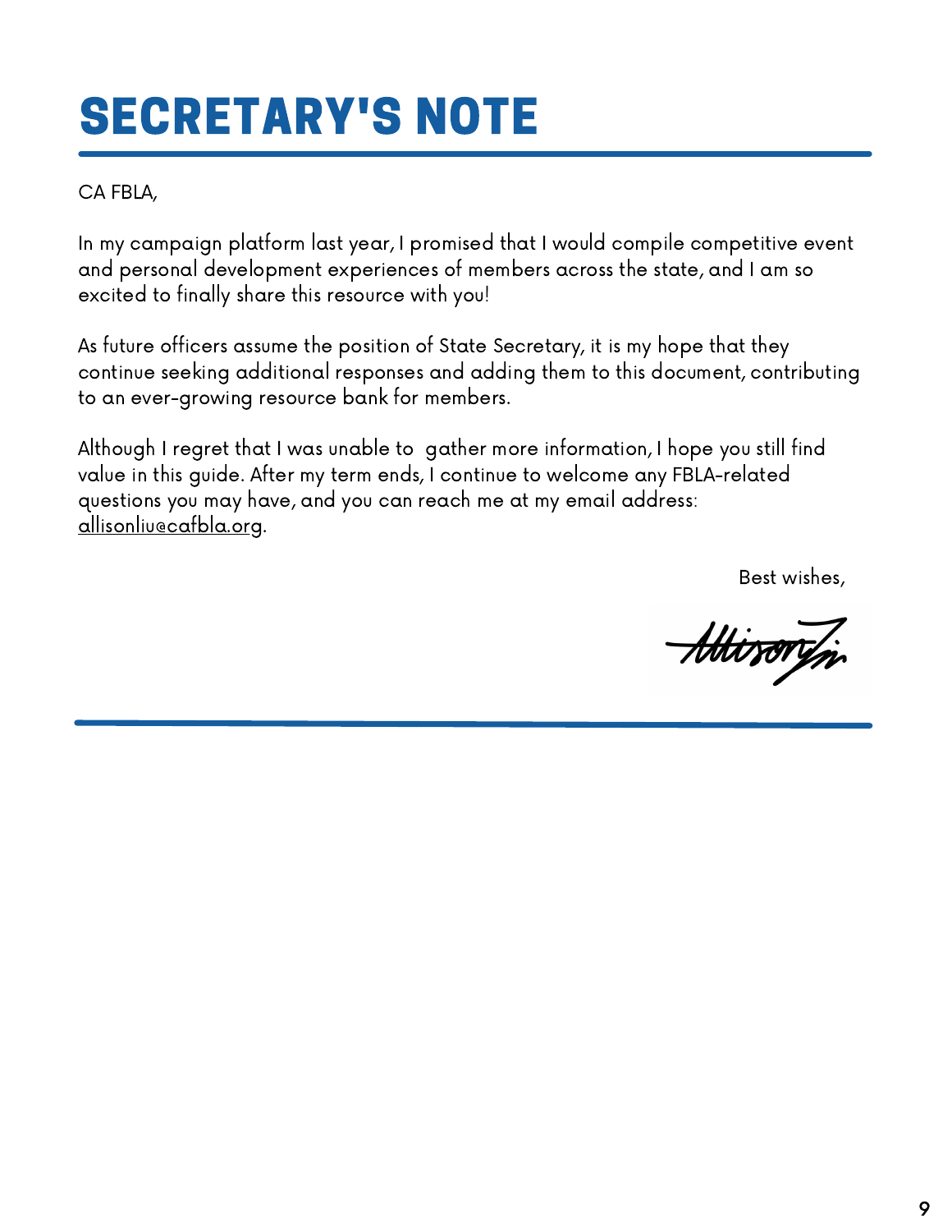# SECRETARY'S NOTE

CA FBLA,

In my campaign platform last year, I promised that I would compile competitive event and personal development experiences of members across the state, and I am so excited to finally share this resource with you!

As future officers assume the position of State Secretary, it is my hope that they continue seeking additional responses and adding them to this document, contributing to an ever-growing resource bank for members.

Although I regret that I was unable to gather more information, I hope you still find value in this guide. After my term ends, I continue to welcome any FBLA-related questions you may have, and you can reach me at my email address: allisonliu@cafbla.org.

Best wishes,

Allison Liu